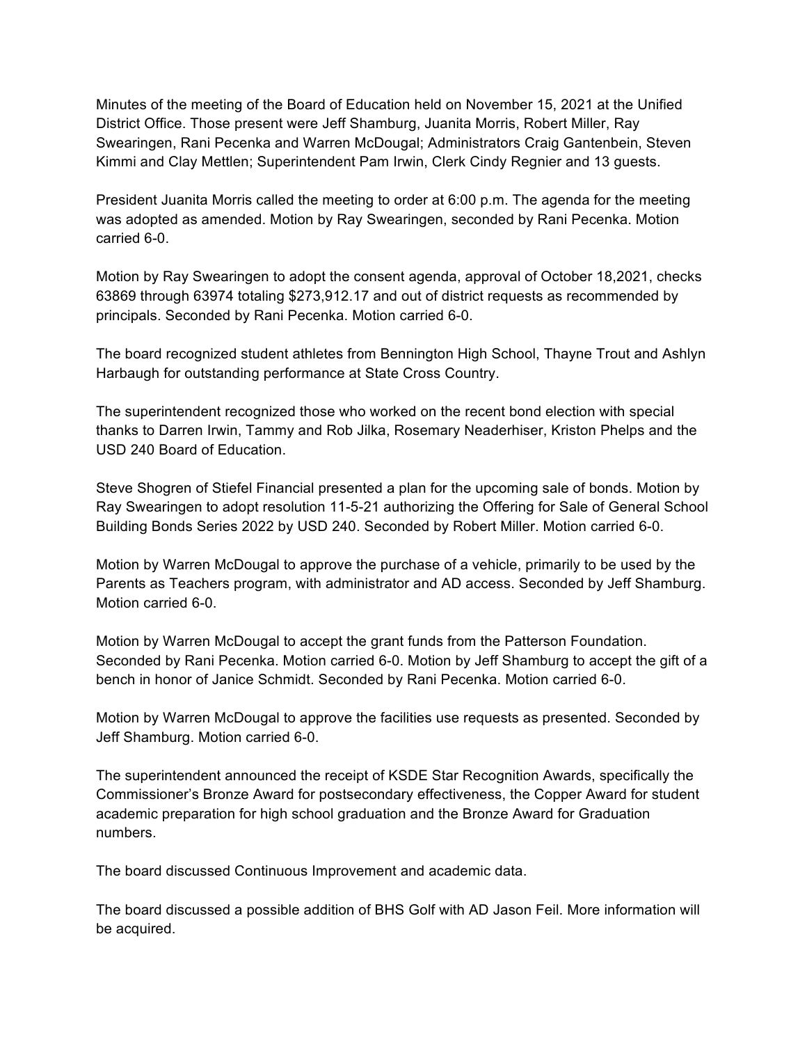Minutes of the meeting of the Board of Education held on November 15, 2021 at the Unified District Office. Those present were Jeff Shamburg, Juanita Morris, Robert Miller, Ray Swearingen, Rani Pecenka and Warren McDougal; Administrators Craig Gantenbein, Steven Kimmi and Clay Mettlen; Superintendent Pam Irwin, Clerk Cindy Regnier and 13 guests.

President Juanita Morris called the meeting to order at 6:00 p.m. The agenda for the meeting was adopted as amended. Motion by Ray Swearingen, seconded by Rani Pecenka. Motion carried 6-0.

Motion by Ray Swearingen to adopt the consent agenda, approval of October 18,2021, checks 63869 through 63974 totaling $273,912.17 and out of district requests as recommended by principals. Seconded by Rani Pecenka. Motion carried 6-0.

The board recognized student athletes from Bennington High School, Thayne Trout and Ashlyn Harbaugh for outstanding performance at State Cross Country.

The superintendent recognized those who worked on the recent bond election with special thanks to Darren Irwin, Tammy and Rob Jilka, Rosemary Neaderhiser, Kriston Phelps and the USD 240 Board of Education.

Steve Shogren of Stiefel Financial presented a plan for the upcoming sale of bonds. Motion by Ray Swearingen to adopt resolution 11-5-21 authorizing the Offering for Sale of General School Building Bonds Series 2022 by USD 240. Seconded by Robert Miller. Motion carried 6-0.

Motion by Warren McDougal to approve the purchase of a vehicle, primarily to be used by the Parents as Teachers program, with administrator and AD access. Seconded by Jeff Shamburg. Motion carried 6-0.

Motion by Warren McDougal to accept the grant funds from the Patterson Foundation. Seconded by Rani Pecenka. Motion carried 6-0. Motion by Jeff Shamburg to accept the gift of a bench in honor of Janice Schmidt. Seconded by Rani Pecenka. Motion carried 6-0.

Motion by Warren McDougal to approve the facilities use requests as presented. Seconded by Jeff Shamburg. Motion carried 6-0.

The superintendent announced the receipt of KSDE Star Recognition Awards, specifically the Commissioner's Bronze Award for postsecondary effectiveness, the Copper Award for student academic preparation for high school graduation and the Bronze Award for Graduation numbers.

The board discussed Continuous Improvement and academic data.

The board discussed a possible addition of BHS Golf with AD Jason Feil. More information will be acquired.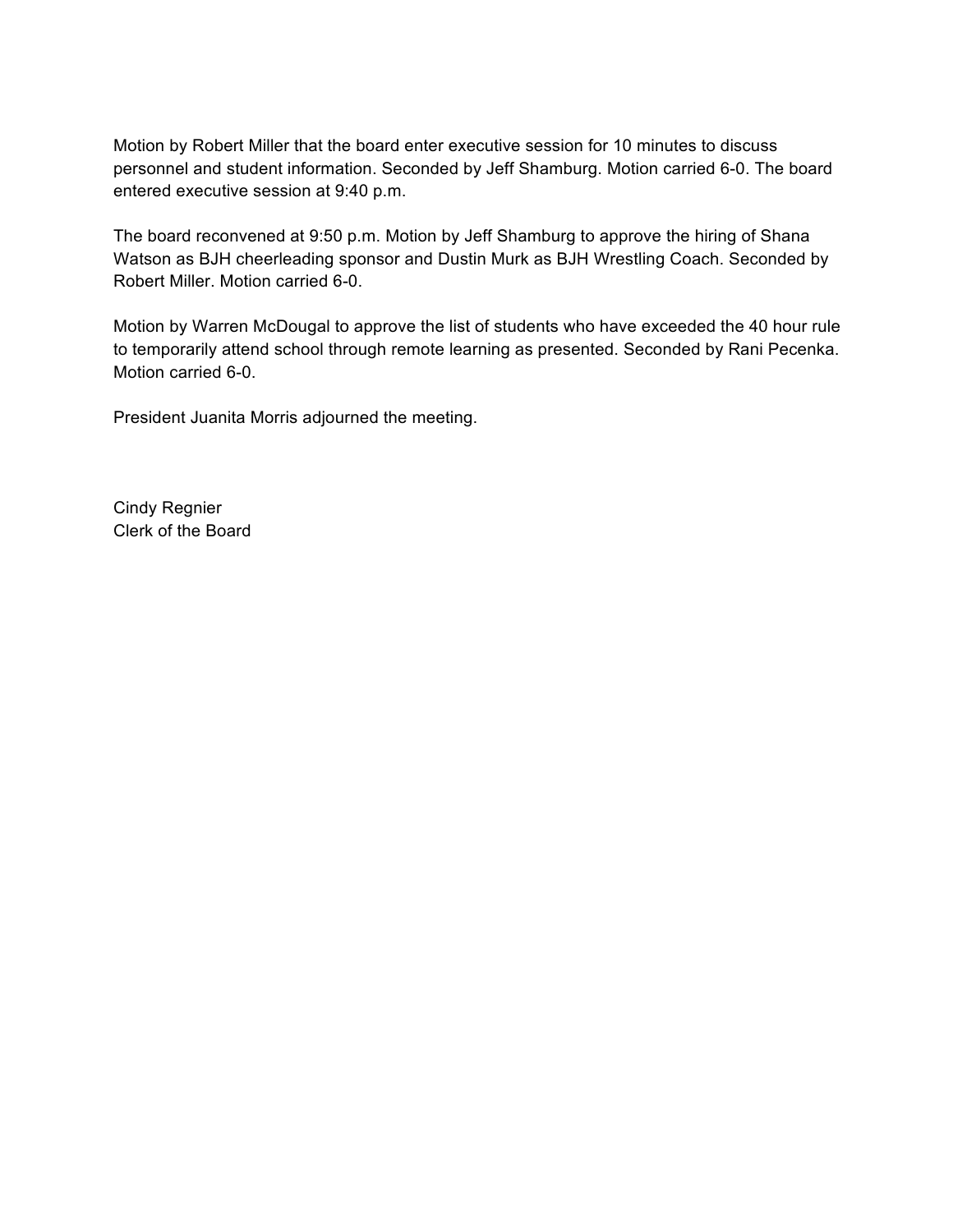Motion by Robert Miller that the board enter executive session for 10 minutes to discuss personnel and student information. Seconded by Jeff Shamburg. Motion carried 6-0. The board entered executive session at 9:40 p.m.

The board reconvened at 9:50 p.m. Motion by Jeff Shamburg to approve the hiring of Shana Watson as BJH cheerleading sponsor and Dustin Murk as BJH Wrestling Coach. Seconded by Robert Miller. Motion carried 6-0.

Motion by Warren McDougal to approve the list of students who have exceeded the 40 hour rule to temporarily attend school through remote learning as presented. Seconded by Rani Pecenka. Motion carried 6-0.

President Juanita Morris adjourned the meeting.

Cindy Regnier
Clerk of the Board